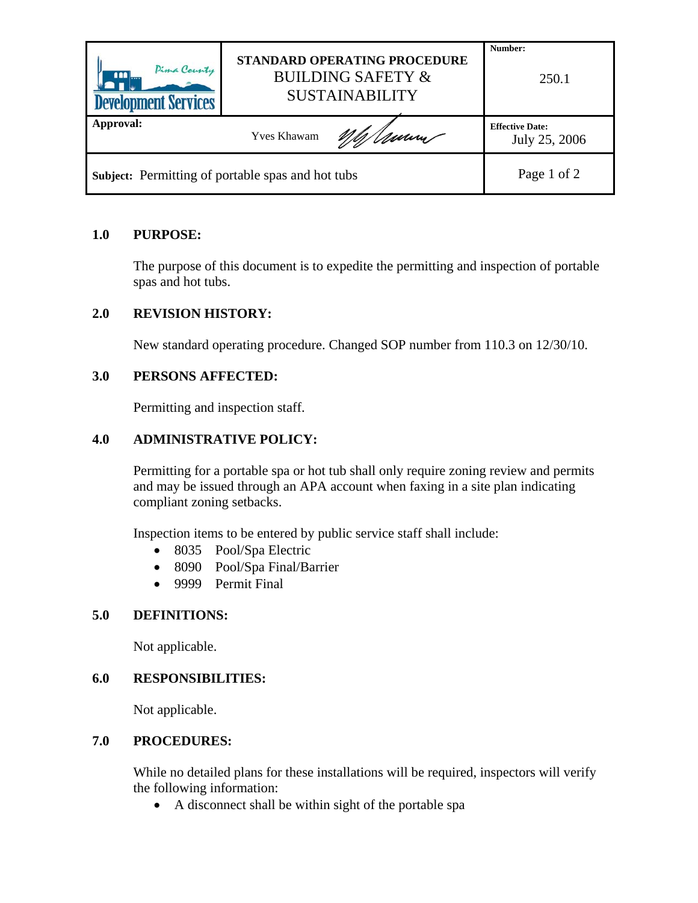| Pima County Development Services | STANDARD OPERATING PROCEDURE BUILDING SAFETY & SUSTAINABILITY | Number: 250.1 |
|---|---|---|
| **Approval:** | Yves Khawam | **Effective Date:** July 25, 2006 |
| **Subject:** Permitting of portable spas and hot tubs | | |

## 1.0 PURPOSE:

The purpose of this document is to expedite the permitting and inspection of portable spas and hot tubs.

## 2.0 REVISION HISTORY:

New standard operating procedure. Changed SOP number from 110.3 on 12/30/10.

## 3.0 PERSONS AFFECTED:

Permitting and inspection staff.

## 4.0 ADMINISTRATIVE POLICY:

Permitting for a portable spa or hot tub shall only require zoning review and permits and may be issued through an APA account when faxing in a site plan indicating compliant zoning setbacks.

Inspection items to be entered by public service staff shall include:

- 8035 Pool/Spa Electric
- 8090 Pool/Spa Final/Barrier
- 9999 Permit Final

## 5.0 DEFINITIONS:

Not applicable.

## 6.0 RESPONSIBILITIES:

Not applicable.

## 7.0 PROCEDURES:

While no detailed plans for these installations will be required, inspectors will verify the following information:

- A disconnect shall be within sight of the portable spa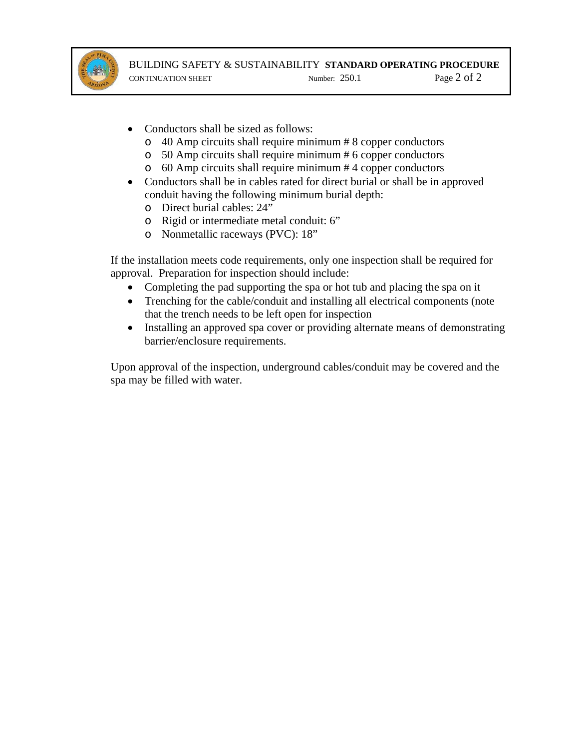- Conductors shall be sized as follows:
  - 40 Amp circuits shall require minimum # 8 copper conductors
  - 50 Amp circuits shall require minimum # 6 copper conductors
  - 60 Amp circuits shall require minimum # 4 copper conductors
- Conductors shall be in cables rated for direct burial or shall be in approved conduit having the following minimum burial depth:
  - Direct burial cables: 24"
  - Rigid or intermediate metal conduit: 6"
  - Nonmetallic raceways (PVC): 18"

If the installation meets code requirements, only one inspection shall be required for approval. Preparation for inspection should include:

- Completing the pad supporting the spa or hot tub and placing the spa on it
- Trenching for the cable/conduit and installing all electrical components (note that the trench needs to be left open for inspection
- Installing an approved spa cover or providing alternate means of demonstrating barrier/enclosure requirements.

Upon approval of the inspection, underground cables/conduit may be covered and the spa may be filled with water.